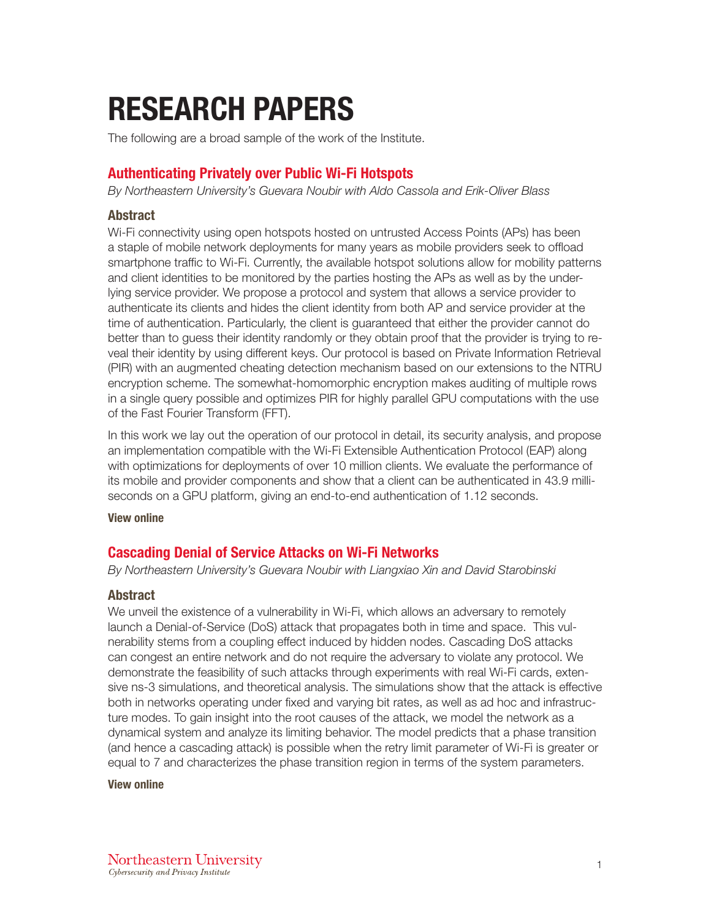# RESEARCH PAPERS

The following are a broad sample of the work of the Institute.

## Authenticating Privately over Public Wi-Fi Hotspots

*By Northeastern University's Guevara Noubir with Aldo Cassola and Erik-Oliver Blass*

### Abstract

Wi-Fi connectivity using open hotspots hosted on untrusted Access Points (APs) has been a staple of mobile network deployments for many years as mobile providers seek to offload smartphone traffic to Wi-Fi. Currently, the available hotspot solutions allow for mobility patterns and client identities to be monitored by the parties hosting the APs as well as by the underlying service provider. We propose a protocol and system that allows a service provider to authenticate its clients and hides the client identity from both AP and service provider at the time of authentication. Particularly, the client is guaranteed that either the provider cannot do better than to guess their identity randomly or they obtain proof that the provider is trying to reveal their identity by using different keys. Our protocol is based on Private Information Retrieval (PIR) with an augmented cheating detection mechanism based on our extensions to the NTRU encryption scheme. The somewhat-homomorphic encryption makes auditing of multiple rows in a single query possible and optimizes PIR for highly parallel GPU computations with the use of the Fast Fourier Transform (FFT).

In this work we lay out the operation of our protocol in detail, its security analysis, and propose an implementation compatible with the Wi-Fi Extensible Authentication Protocol (EAP) along with optimizations for deployments of over 10 million clients. We evaluate the performance of its mobile and provider components and show that a client can be authenticated in 43.9 milliseconds on a GPU platform, giving an end-to-end authentication of 1.12 seconds.

**View online**

## Cascading Denial of Service Attacks on Wi-Fi Networks

*By Northeastern University's Guevara Noubir with Liangxiao Xin and David Starobinski*

### Abstract

We unveil the existence of a vulnerability in Wi-Fi, which allows an adversary to remotely launch a Denial-of-Service (DoS) attack that propagates both in time and space. This vulnerability stems from a coupling effect induced by hidden nodes. Cascading DoS attacks can congest an entire network and do not require the adversary to violate any protocol. We demonstrate the feasibility of such attacks through experiments with real Wi-Fi cards, extensive ns-3 simulations, and theoretical analysis. The simulations show that the attack is effective both in networks operating under fixed and varying bit rates, as well as ad hoc and infrastructure modes. To gain insight into the root causes of the attack, we model the network as a dynamical system and analyze its limiting behavior. The model predicts that a phase transition (and hence a cascading attack) is possible when the retry limit parameter of Wi-Fi is greater or equal to 7 and characterizes the phase transition region in terms of the system parameters.

**View online**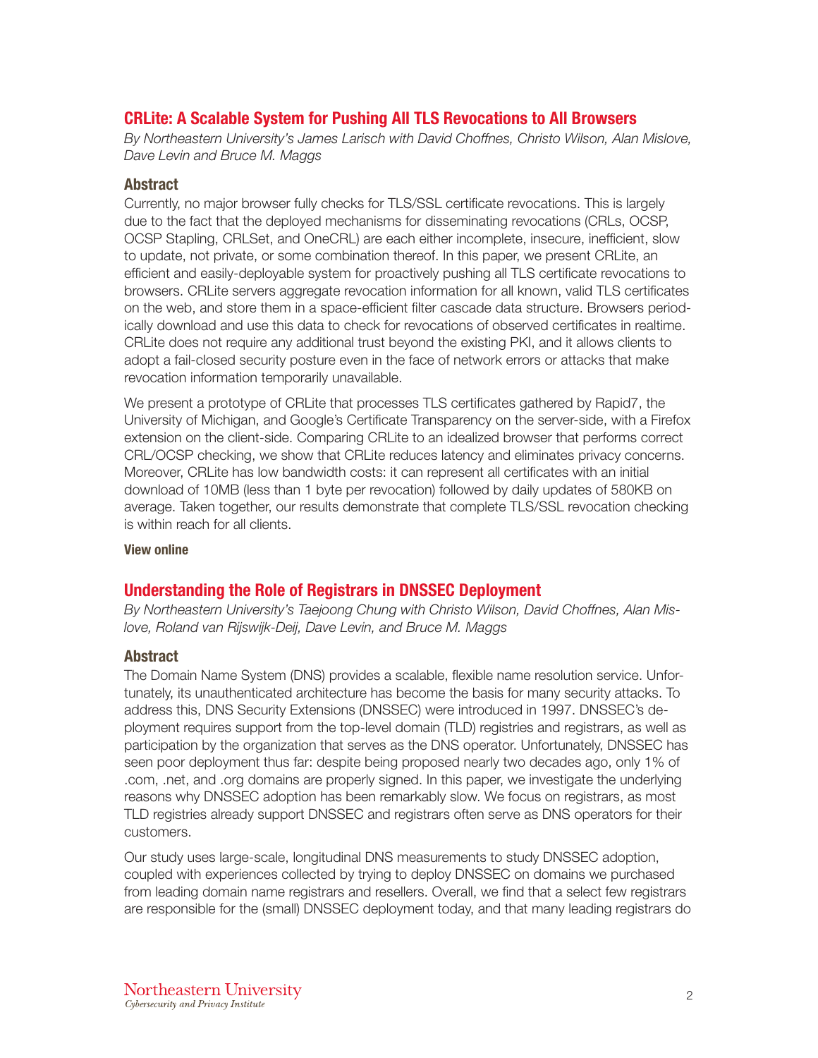## CRLite: A Scalable System for Pushing All TLS Revocations to All Browsers

*By Northeastern University's James Larisch with David Choffnes, Christo Wilson, Alan Mislove, Dave Levin and Bruce M. Maggs*

### Abstract

Currently, no major browser fully checks for TLS/SSL certificate revocations. This is largely due to the fact that the deployed mechanisms for disseminating revocations (CRLs, OCSP, OCSP Stapling, CRLSet, and OneCRL) are each either incomplete, insecure, inefficient, slow to update, not private, or some combination thereof. In this paper, we present CRLite, an efficient and easily-deployable system for proactively pushing all TLS certificate revocations to browsers. CRLite servers aggregate revocation information for all known, valid TLS certificates on the web, and store them in a space-efficient filter cascade data structure. Browsers periodically download and use this data to check for revocations of observed certificates in realtime. CRLite does not require any additional trust beyond the existing PKI, and it allows clients to adopt a fail-closed security posture even in the face of network errors or attacks that make revocation information temporarily unavailable.

We present a prototype of CRLite that processes TLS certificates gathered by Rapid7, the University of Michigan, and Google's Certificate Transparency on the server-side, with a Firefox extension on the client-side. Comparing CRLite to an idealized browser that performs correct CRL/OCSP checking, we show that CRLite reduces latency and eliminates privacy concerns. Moreover, CRLite has low bandwidth costs: it can represent all certificates with an initial download of 10MB (less than 1 byte per revocation) followed by daily updates of 580KB on average. Taken together, our results demonstrate that complete TLS/SSL revocation checking is within reach for all clients.

**View online**

## Understanding the Role of Registrars in DNSSEC Deployment

*By Northeastern University's Taejoong Chung with Christo Wilson, David Choffnes, Alan Mislove, Roland van Rijswijk-Deij, Dave Levin, and Bruce M. Maggs*

### Abstract

The Domain Name System (DNS) provides a scalable, flexible name resolution service. Unfortunately, its unauthenticated architecture has become the basis for many security attacks. To address this, DNS Security Extensions (DNSSEC) were introduced in 1997. DNSSEC's deployment requires support from the top-level domain (TLD) registries and registrars, as well as participation by the organization that serves as the DNS operator. Unfortunately, DNSSEC has seen poor deployment thus far: despite being proposed nearly two decades ago, only 1% of .com, .net, and .org domains are properly signed. In this paper, we investigate the underlying reasons why DNSSEC adoption has been remarkably slow. We focus on registrars, as most TLD registries already support DNSSEC and registrars often serve as DNS operators for their customers.

Our study uses large-scale, longitudinal DNS measurements to study DNSSEC adoption, coupled with experiences collected by trying to deploy DNSSEC on domains we purchased from leading domain name registrars and resellers. Overall, we find that a select few registrars are responsible for the (small) DNSSEC deployment today, and that many leading registrars do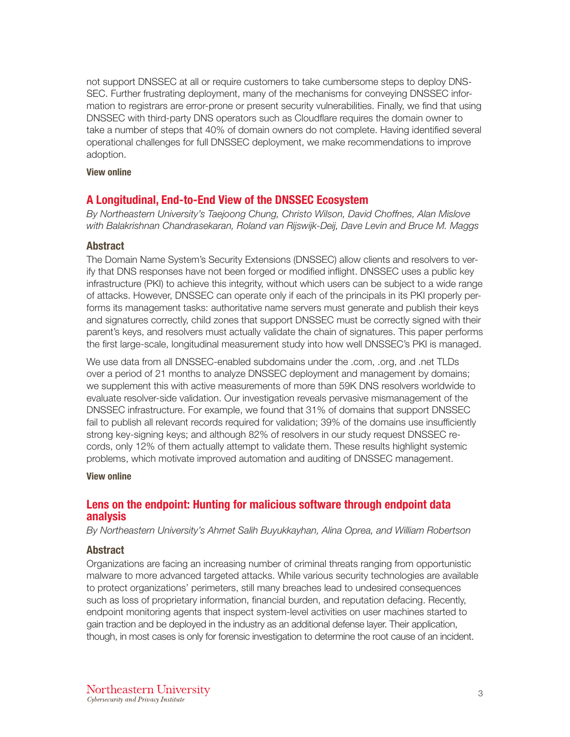not support DNSSEC at all or require customers to take cumbersome steps to deploy DNSSEC. Further frustrating deployment, many of the mechanisms for conveying DNSSEC information to registrars are error-prone or present security vulnerabilities. Finally, we find that using DNSSEC with third-party DNS operators such as Cloudflare requires the domain owner to take a number of steps that 40% of domain owners do not complete. Having identified several operational challenges for full DNSSEC deployment, we make recommendations to improve adoption.

**View online**

## A Longitudinal, End-to-End View of the DNSSEC Ecosystem

*By Northeastern University's Taejoong Chung, Christo Wilson, David Choffnes, Alan Mislove with Balakrishnan Chandrasekaran, Roland van Rijswijk-Deij, Dave Levin and Bruce M. Maggs*

### Abstract

The Domain Name System's Security Extensions (DNSSEC) allow clients and resolvers to verify that DNS responses have not been forged or modified inflight. DNSSEC uses a public key infrastructure (PKI) to achieve this integrity, without which users can be subject to a wide range of attacks. However, DNSSEC can operate only if each of the principals in its PKI properly performs its management tasks: authoritative name servers must generate and publish their keys and signatures correctly, child zones that support DNSSEC must be correctly signed with their parent's keys, and resolvers must actually validate the chain of signatures. This paper performs the first large-scale, longitudinal measurement study into how well DNSSEC's PKI is managed.

We use data from all DNSSEC-enabled subdomains under the .com, .org, and .net TLDs over a period of 21 months to analyze DNSSEC deployment and management by domains; we supplement this with active measurements of more than 59K DNS resolvers worldwide to evaluate resolver-side validation. Our investigation reveals pervasive mismanagement of the DNSSEC infrastructure. For example, we found that 31% of domains that support DNSSEC fail to publish all relevant records required for validation; 39% of the domains use insufficiently strong key-signing keys; and although 82% of resolvers in our study request DNSSEC records, only 12% of them actually attempt to validate them. These results highlight systemic problems, which motivate improved automation and auditing of DNSSEC management.

**View online**

## Lens on the endpoint: Hunting for malicious software through endpoint data analysis

*By Northeastern University's Ahmet Salih Buyukkayhan, Alina Oprea, and William Robertson*

### Abstract

Organizations are facing an increasing number of criminal threats ranging from opportunistic malware to more advanced targeted attacks. While various security technologies are available to protect organizations' perimeters, still many breaches lead to undesired consequences such as loss of proprietary information, financial burden, and reputation defacing. Recently, endpoint monitoring agents that inspect system-level activities on user machines started to gain traction and be deployed in the industry as an additional defense layer. Their application, though, in most cases is only for forensic investigation to determine the root cause of an incident.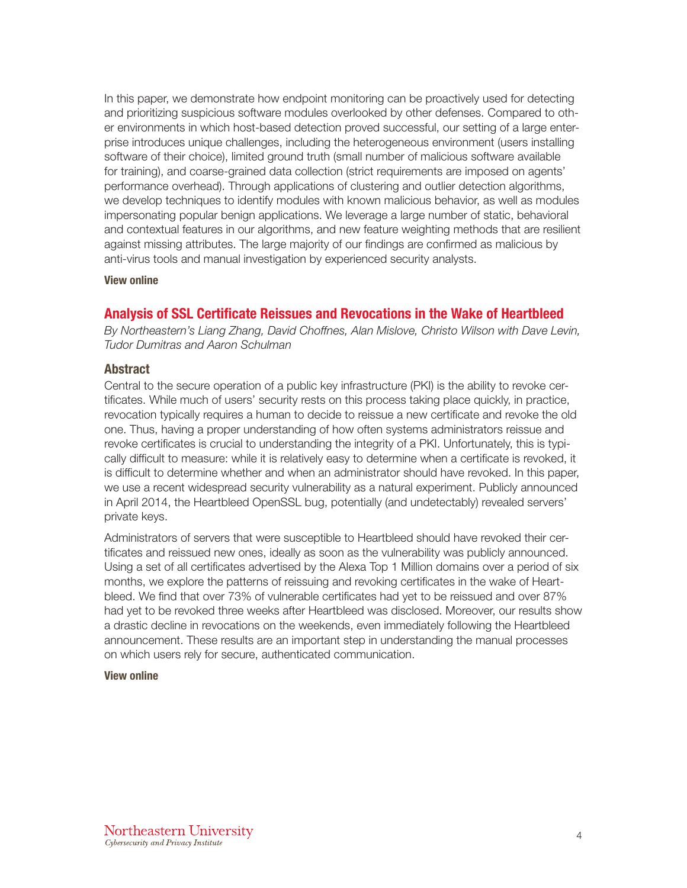In this paper, we demonstrate how endpoint monitoring can be proactively used for detecting and prioritizing suspicious software modules overlooked by other defenses. Compared to other environments in which host-based detection proved successful, our setting of a large enterprise introduces unique challenges, including the heterogeneous environment (users installing software of their choice), limited ground truth (small number of malicious software available for training), and coarse-grained data collection (strict requirements are imposed on agents' performance overhead). Through applications of clustering and outlier detection algorithms, we develop techniques to identify modules with known malicious behavior, as well as modules impersonating popular benign applications. We leverage a large number of static, behavioral and contextual features in our algorithms, and new feature weighting methods that are resilient against missing attributes. The large majority of our findings are confirmed as malicious by anti-virus tools and manual investigation by experienced security analysts.

**View online**

## Analysis of SSL Certificate Reissues and Revocations in the Wake of Heartbleed

*By Northeastern's Liang Zhang, David Choffnes, Alan Mislove, Christo Wilson with Dave Levin, Tudor Dumitras and Aaron Schulman*

### Abstract

Central to the secure operation of a public key infrastructure (PKI) is the ability to revoke certificates. While much of users' security rests on this process taking place quickly, in practice, revocation typically requires a human to decide to reissue a new certificate and revoke the old one. Thus, having a proper understanding of how often systems administrators reissue and revoke certificates is crucial to understanding the integrity of a PKI. Unfortunately, this is typically difficult to measure: while it is relatively easy to determine when a certificate is revoked, it is difficult to determine whether and when an administrator should have revoked. In this paper, we use a recent widespread security vulnerability as a natural experiment. Publicly announced in April 2014, the Heartbleed OpenSSL bug, potentially (and undetectably) revealed servers' private keys.

Administrators of servers that were susceptible to Heartbleed should have revoked their certificates and reissued new ones, ideally as soon as the vulnerability was publicly announced. Using a set of all certificates advertised by the Alexa Top 1 Million domains over a period of six months, we explore the patterns of reissuing and revoking certificates in the wake of Heartbleed. We find that over 73% of vulnerable certificates had yet to be reissued and over 87% had yet to be revoked three weeks after Heartbleed was disclosed. Moreover, our results show a drastic decline in revocations on the weekends, even immediately following the Heartbleed announcement. These results are an important step in understanding the manual processes on which users rely for secure, authenticated communication.

**View online**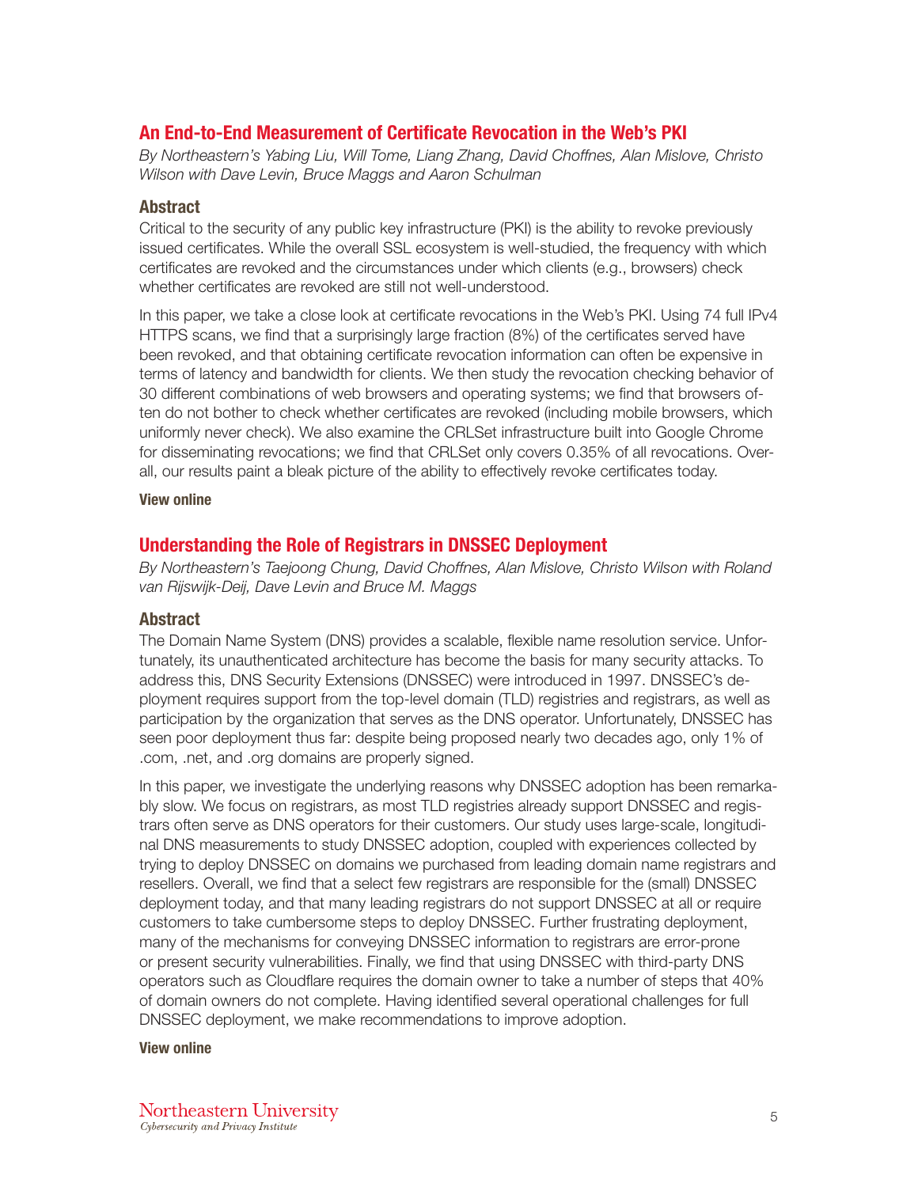## An End-to-End Measurement of Certificate Revocation in the Web's PKI

*By Northeastern's Yabing Liu, Will Tome, Liang Zhang, David Choffnes, Alan Mislove, Christo Wilson with Dave Levin, Bruce Maggs and Aaron Schulman*

### Abstract

Critical to the security of any public key infrastructure (PKI) is the ability to revoke previously issued certificates. While the overall SSL ecosystem is well-studied, the frequency with which certificates are revoked and the circumstances under which clients (e.g., browsers) check whether certificates are revoked are still not well-understood.

In this paper, we take a close look at certificate revocations in the Web's PKI. Using 74 full IPv4 HTTPS scans, we find that a surprisingly large fraction (8%) of the certificates served have been revoked, and that obtaining certificate revocation information can often be expensive in terms of latency and bandwidth for clients. We then study the revocation checking behavior of 30 different combinations of web browsers and operating systems; we find that browsers often do not bother to check whether certificates are revoked (including mobile browsers, which uniformly never check). We also examine the CRLSet infrastructure built into Google Chrome for disseminating revocations; we find that CRLSet only covers 0.35% of all revocations. Overall, our results paint a bleak picture of the ability to effectively revoke certificates today.

**View online**

## Understanding the Role of Registrars in DNSSEC Deployment

*By Northeastern's Taejoong Chung, David Choffnes, Alan Mislove, Christo Wilson with Roland van Rijswijk-Deij, Dave Levin and Bruce M. Maggs*

### Abstract

The Domain Name System (DNS) provides a scalable, flexible name resolution service. Unfortunately, its unauthenticated architecture has become the basis for many security attacks. To address this, DNS Security Extensions (DNSSEC) were introduced in 1997. DNSSEC's deployment requires support from the top-level domain (TLD) registries and registrars, as well as participation by the organization that serves as the DNS operator. Unfortunately, DNSSEC has seen poor deployment thus far: despite being proposed nearly two decades ago, only 1% of .com, .net, and .org domains are properly signed.

In this paper, we investigate the underlying reasons why DNSSEC adoption has been remarkably slow. We focus on registrars, as most TLD registries already support DNSSEC and registrars often serve as DNS operators for their customers. Our study uses large-scale, longitudinal DNS measurements to study DNSSEC adoption, coupled with experiences collected by trying to deploy DNSSEC on domains we purchased from leading domain name registrars and resellers. Overall, we find that a select few registrars are responsible for the (small) DNSSEC deployment today, and that many leading registrars do not support DNSSEC at all or require customers to take cumbersome steps to deploy DNSSEC. Further frustrating deployment, many of the mechanisms for conveying DNSSEC information to registrars are error-prone or present security vulnerabilities. Finally, we find that using DNSSEC with third-party DNS operators such as Cloudflare requires the domain owner to take a number of steps that 40% of domain owners do not complete. Having identified several operational challenges for full DNSSEC deployment, we make recommendations to improve adoption.

**View online**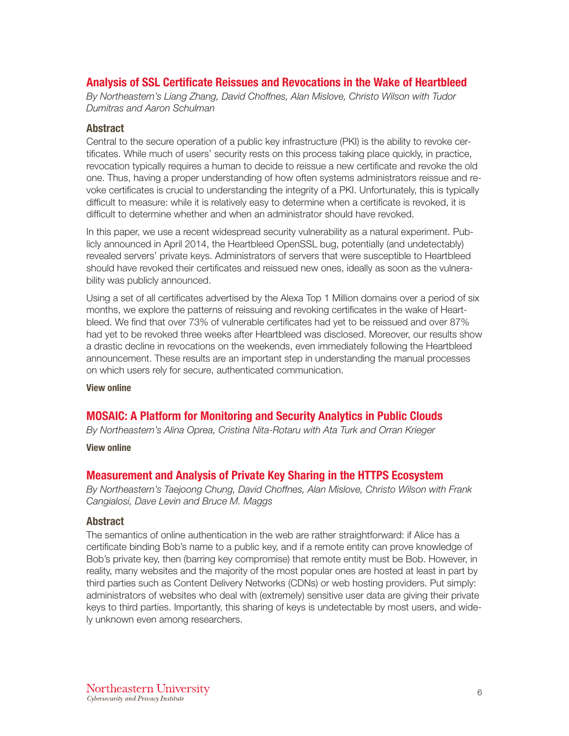## Analysis of SSL Certificate Reissues and Revocations in the Wake of Heartbleed

*By Northeastern's Liang Zhang, David Choffnes, Alan Mislove, Christo Wilson with Tudor Dumitras and Aaron Schulman*

### Abstract

Central to the secure operation of a public key infrastructure (PKI) is the ability to revoke certificates. While much of users' security rests on this process taking place quickly, in practice, revocation typically requires a human to decide to reissue a new certificate and revoke the old one. Thus, having a proper understanding of how often systems administrators reissue and revoke certificates is crucial to understanding the integrity of a PKI. Unfortunately, this is typically difficult to measure: while it is relatively easy to determine when a certificate is revoked, it is difficult to determine whether and when an administrator should have revoked.

In this paper, we use a recent widespread security vulnerability as a natural experiment. Publicly announced in April 2014, the Heartbleed OpenSSL bug, potentially (and undetectably) revealed servers' private keys. Administrators of servers that were susceptible to Heartbleed should have revoked their certificates and reissued new ones, ideally as soon as the vulnerability was publicly announced.

Using a set of all certificates advertised by the Alexa Top 1 Million domains over a period of six months, we explore the patterns of reissuing and revoking certificates in the wake of Heartbleed. We find that over 73% of vulnerable certificates had yet to be reissued and over 87% had yet to be revoked three weeks after Heartbleed was disclosed. Moreover, our results show a drastic decline in revocations on the weekends, even immediately following the Heartbleed announcement. These results are an important step in understanding the manual processes on which users rely for secure, authenticated communication.

**View online**

## MOSAIC: A Platform for Monitoring and Security Analytics in Public Clouds

*By Northeastern's Alina Oprea, Cristina Nita-Rotaru with Ata Turk and Orran Krieger*

**View online**

## Measurement and Analysis of Private Key Sharing in the HTTPS Ecosystem

*By Northeastern's Taejoong Chung, David Choffnes, Alan Mislove, Christo Wilson with Frank Cangialosi, Dave Levin and Bruce M. Maggs*

### Abstract

The semantics of online authentication in the web are rather straightforward: if Alice has a certificate binding Bob's name to a public key, and if a remote entity can prove knowledge of Bob's private key, then (barring key compromise) that remote entity must be Bob. However, in reality, many websites and the majority of the most popular ones are hosted at least in part by third parties such as Content Delivery Networks (CDNs) or web hosting providers. Put simply: administrators of websites who deal with (extremely) sensitive user data are giving their private keys to third parties. Importantly, this sharing of keys is undetectable by most users, and widely unknown even among researchers.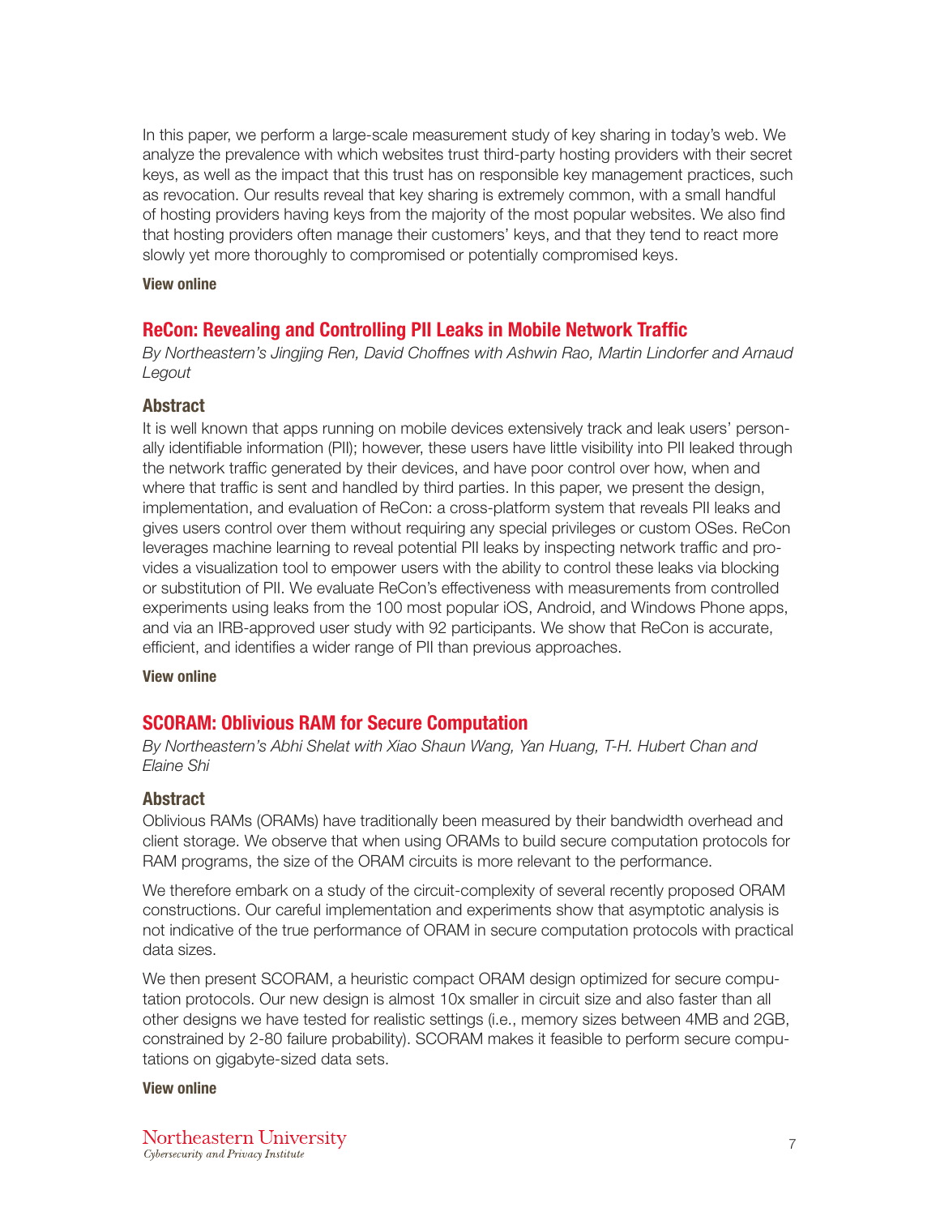In this paper, we perform a large-scale measurement study of key sharing in today's web. We analyze the prevalence with which websites trust third-party hosting providers with their secret keys, as well as the impact that this trust has on responsible key management practices, such as revocation. Our results reveal that key sharing is extremely common, with a small handful of hosting providers having keys from the majority of the most popular websites. We also find that hosting providers often manage their customers' keys, and that they tend to react more slowly yet more thoroughly to compromised or potentially compromised keys.

**View online**

## ReCon: Revealing and Controlling PII Leaks in Mobile Network Traffic

*By Northeastern's Jingjing Ren, David Choffnes with Ashwin Rao, Martin Lindorfer and Arnaud Legout*

### Abstract

It is well known that apps running on mobile devices extensively track and leak users' personally identifiable information (PII); however, these users have little visibility into PII leaked through the network traffic generated by their devices, and have poor control over how, when and where that traffic is sent and handled by third parties. In this paper, we present the design, implementation, and evaluation of ReCon: a cross-platform system that reveals PII leaks and gives users control over them without requiring any special privileges or custom OSes. ReCon leverages machine learning to reveal potential PII leaks by inspecting network traffic and provides a visualization tool to empower users with the ability to control these leaks via blocking or substitution of PII. We evaluate ReCon's effectiveness with measurements from controlled experiments using leaks from the 100 most popular iOS, Android, and Windows Phone apps, and via an IRB-approved user study with 92 participants. We show that ReCon is accurate, efficient, and identifies a wider range of PII than previous approaches.

**View online**

## SCORAM: Oblivious RAM for Secure Computation

*By Northeastern's Abhi Shelat with Xiao Shaun Wang, Yan Huang, T-H. Hubert Chan and Elaine Shi*

### Abstract

Oblivious RAMs (ORAMs) have traditionally been measured by their bandwidth overhead and client storage. We observe that when using ORAMs to build secure computation protocols for RAM programs, the size of the ORAM circuits is more relevant to the performance.

We therefore embark on a study of the circuit-complexity of several recently proposed ORAM constructions. Our careful implementation and experiments show that asymptotic analysis is not indicative of the true performance of ORAM in secure computation protocols with practical data sizes.

We then present SCORAM, a heuristic compact ORAM design optimized for secure computation protocols. Our new design is almost 10x smaller in circuit size and also faster than all other designs we have tested for realistic settings (i.e., memory sizes between 4MB and 2GB, constrained by 2-80 failure probability). SCORAM makes it feasible to perform secure computations on gigabyte-sized data sets.

**View online**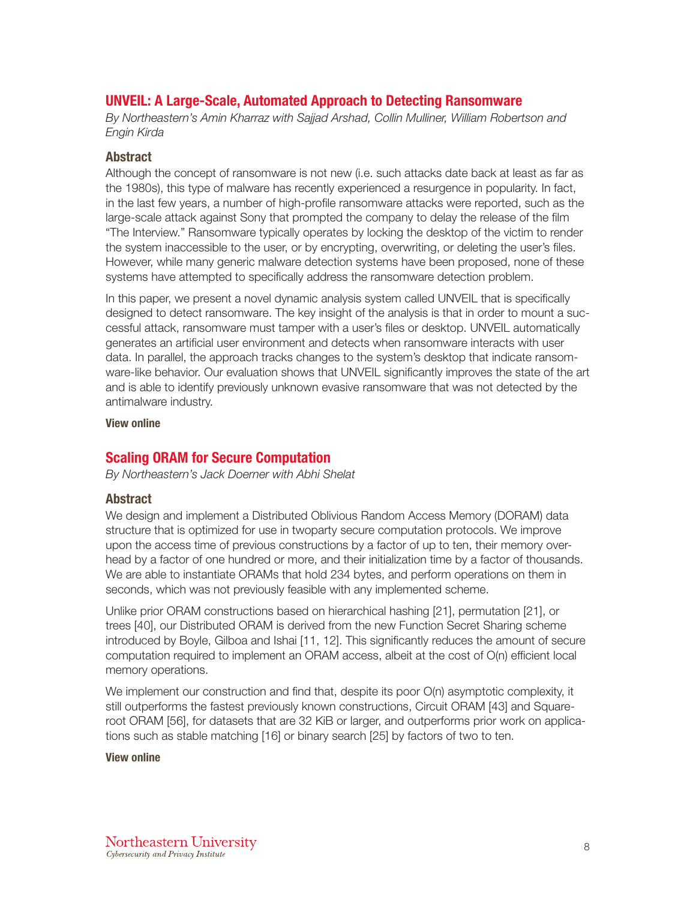## UNVEIL: A Large-Scale, Automated Approach to Detecting Ransomware

*By Northeastern's Amin Kharraz with Sajjad Arshad, Collin Mulliner, William Robertson and Engin Kirda*

### Abstract

Although the concept of ransomware is not new (i.e. such attacks date back at least as far as the 1980s), this type of malware has recently experienced a resurgence in popularity. In fact, in the last few years, a number of high-profile ransomware attacks were reported, such as the large-scale attack against Sony that prompted the company to delay the release of the film "The Interview." Ransomware typically operates by locking the desktop of the victim to render the system inaccessible to the user, or by encrypting, overwriting, or deleting the user's files. However, while many generic malware detection systems have been proposed, none of these systems have attempted to specifically address the ransomware detection problem.

In this paper, we present a novel dynamic analysis system called UNVEIL that is specifically designed to detect ransomware. The key insight of the analysis is that in order to mount a successful attack, ransomware must tamper with a user's files or desktop. UNVEIL automatically generates an artificial user environment and detects when ransomware interacts with user data. In parallel, the approach tracks changes to the system's desktop that indicate ransomware-like behavior. Our evaluation shows that UNVEIL significantly improves the state of the art and is able to identify previously unknown evasive ransomware that was not detected by the antimalware industry.

**View online**

## Scaling ORAM for Secure Computation

*By Northeastern's Jack Doerner with Abhi Shelat*

### Abstract

We design and implement a Distributed Oblivious Random Access Memory (DORAM) data structure that is optimized for use in twoparty secure computation protocols. We improve upon the access time of previous constructions by a factor of up to ten, their memory overhead by a factor of one hundred or more, and their initialization time by a factor of thousands. We are able to instantiate ORAMs that hold 234 bytes, and perform operations on them in seconds, which was not previously feasible with any implemented scheme.

Unlike prior ORAM constructions based on hierarchical hashing [21], permutation [21], or trees [40], our Distributed ORAM is derived from the new Function Secret Sharing scheme introduced by Boyle, Gilboa and Ishai [11, 12]. This significantly reduces the amount of secure computation required to implement an ORAM access, albeit at the cost of $O(n)$ efficient local memory operations.

We implement our construction and find that, despite its poor $O(n)$ asymptotic complexity, it still outperforms the fastest previously known constructions, Circuit ORAM [43] and Square-root ORAM [56], for datasets that are 32 KiB or larger, and outperforms prior work on applications such as stable matching [16] or binary search [25] by factors of two to ten.

**View online**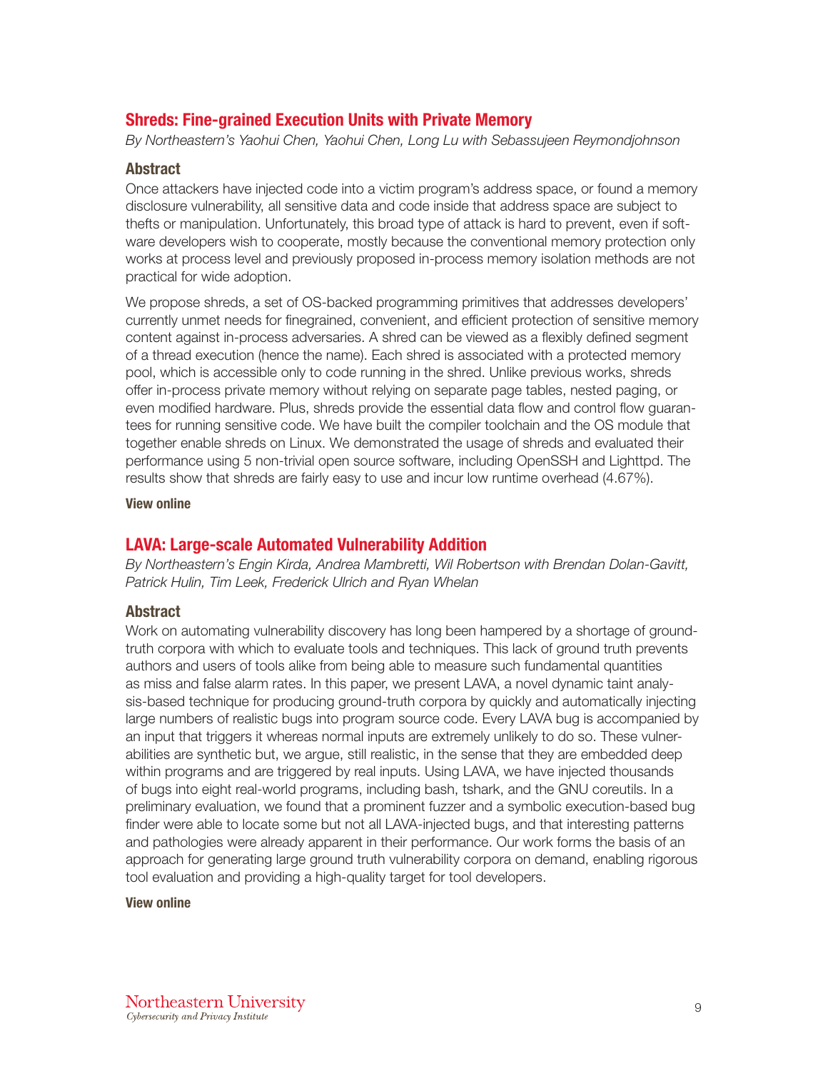## Shreds: Fine-grained Execution Units with Private Memory

*By Northeastern's Yaohui Chen, Yaohui Chen, Long Lu with Sebassujeen Reymondjohnson*

### Abstract

Once attackers have injected code into a victim program's address space, or found a memory disclosure vulnerability, all sensitive data and code inside that address space are subject to thefts or manipulation. Unfortunately, this broad type of attack is hard to prevent, even if software developers wish to cooperate, mostly because the conventional memory protection only works at process level and previously proposed in-process memory isolation methods are not practical for wide adoption.

We propose shreds, a set of OS-backed programming primitives that addresses developers' currently unmet needs for finegrained, convenient, and efficient protection of sensitive memory content against in-process adversaries. A shred can be viewed as a flexibly defined segment of a thread execution (hence the name). Each shred is associated with a protected memory pool, which is accessible only to code running in the shred. Unlike previous works, shreds offer in-process private memory without relying on separate page tables, nested paging, or even modified hardware. Plus, shreds provide the essential data flow and control flow guarantees for running sensitive code. We have built the compiler toolchain and the OS module that together enable shreds on Linux. We demonstrated the usage of shreds and evaluated their performance using 5 non-trivial open source software, including OpenSSH and Lighttpd. The results show that shreds are fairly easy to use and incur low runtime overhead (4.67%).

**View online**

## LAVA: Large-scale Automated Vulnerability Addition

*By Northeastern's Engin Kirda, Andrea Mambretti, Wil Robertson with Brendan Dolan-Gavitt, Patrick Hulin, Tim Leek, Frederick Ulrich and Ryan Whelan*

### Abstract

Work on automating vulnerability discovery has long been hampered by a shortage of ground-truth corpora with which to evaluate tools and techniques. This lack of ground truth prevents authors and users of tools alike from being able to measure such fundamental quantities as miss and false alarm rates. In this paper, we present LAVA, a novel dynamic taint analysis-based technique for producing ground-truth corpora by quickly and automatically injecting large numbers of realistic bugs into program source code. Every LAVA bug is accompanied by an input that triggers it whereas normal inputs are extremely unlikely to do so. These vulnerabilities are synthetic but, we argue, still realistic, in the sense that they are embedded deep within programs and are triggered by real inputs. Using LAVA, we have injected thousands of bugs into eight real-world programs, including bash, tshark, and the GNU coreutils. In a preliminary evaluation, we found that a prominent fuzzer and a symbolic execution-based bug finder were able to locate some but not all LAVA-injected bugs, and that interesting patterns and pathologies were already apparent in their performance. Our work forms the basis of an approach for generating large ground truth vulnerability corpora on demand, enabling rigorous tool evaluation and providing a high-quality target for tool developers.

**View online**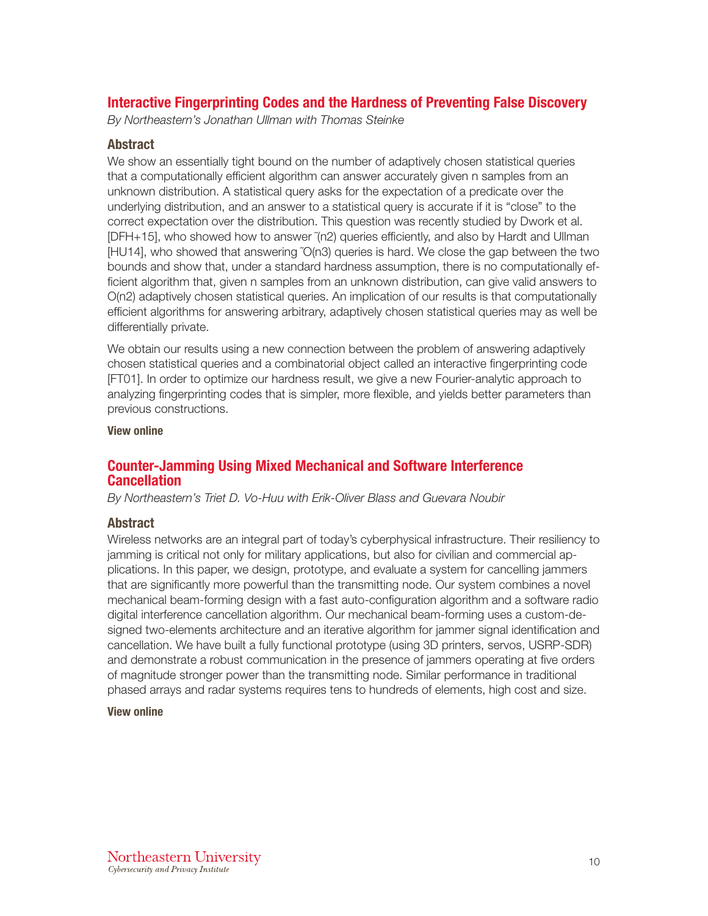## Interactive Fingerprinting Codes and the Hardness of Preventing False Discovery

*By Northeastern's Jonathan Ullman with Thomas Steinke*

### Abstract

We show an essentially tight bound on the number of adaptively chosen statistical queries that a computationally efficient algorithm can answer accurately given n samples from an unknown distribution. A statistical query asks for the expectation of a predicate over the underlying distribution, and an answer to a statistical query is accurate if it is "close" to the correct expectation over the distribution. This question was recently studied by Dwork et al. [DFH+15], who showed how to answer $\tilde{}(n^2)$ queries efficiently, and also by Hardt and Ullman [HU14], who showed that answering $\tilde{O}(n^3)$ queries is hard. We close the gap between the two bounds and show that, under a standard hardness assumption, there is no computationally efficient algorithm that, given n samples from an unknown distribution, can give valid answers to $O(n^2)$ adaptively chosen statistical queries. An implication of our results is that computationally efficient algorithms for answering arbitrary, adaptively chosen statistical queries may as well be differentially private.

We obtain our results using a new connection between the problem of answering adaptively chosen statistical queries and a combinatorial object called an interactive fingerprinting code [FT01]. In order to optimize our hardness result, we give a new Fourier-analytic approach to analyzing fingerprinting codes that is simpler, more flexible, and yields better parameters than previous constructions.

**View online**

## Counter-Jamming Using Mixed Mechanical and Software Interference Cancellation

*By Northeastern's Triet D. Vo-Huu with Erik-Oliver Blass and Guevara Noubir*

### Abstract

Wireless networks are an integral part of today's cyberphysical infrastructure. Their resiliency to jamming is critical not only for military applications, but also for civilian and commercial applications. In this paper, we design, prototype, and evaluate a system for cancelling jammers that are significantly more powerful than the transmitting node. Our system combines a novel mechanical beam-forming design with a fast auto-configuration algorithm and a software radio digital interference cancellation algorithm. Our mechanical beam-forming uses a custom-designed two-elements architecture and an iterative algorithm for jammer signal identification and cancellation. We have built a fully functional prototype (using 3D printers, servos, USRP-SDR) and demonstrate a robust communication in the presence of jammers operating at five orders of magnitude stronger power than the transmitting node. Similar performance in traditional phased arrays and radar systems requires tens to hundreds of elements, high cost and size.

**View online**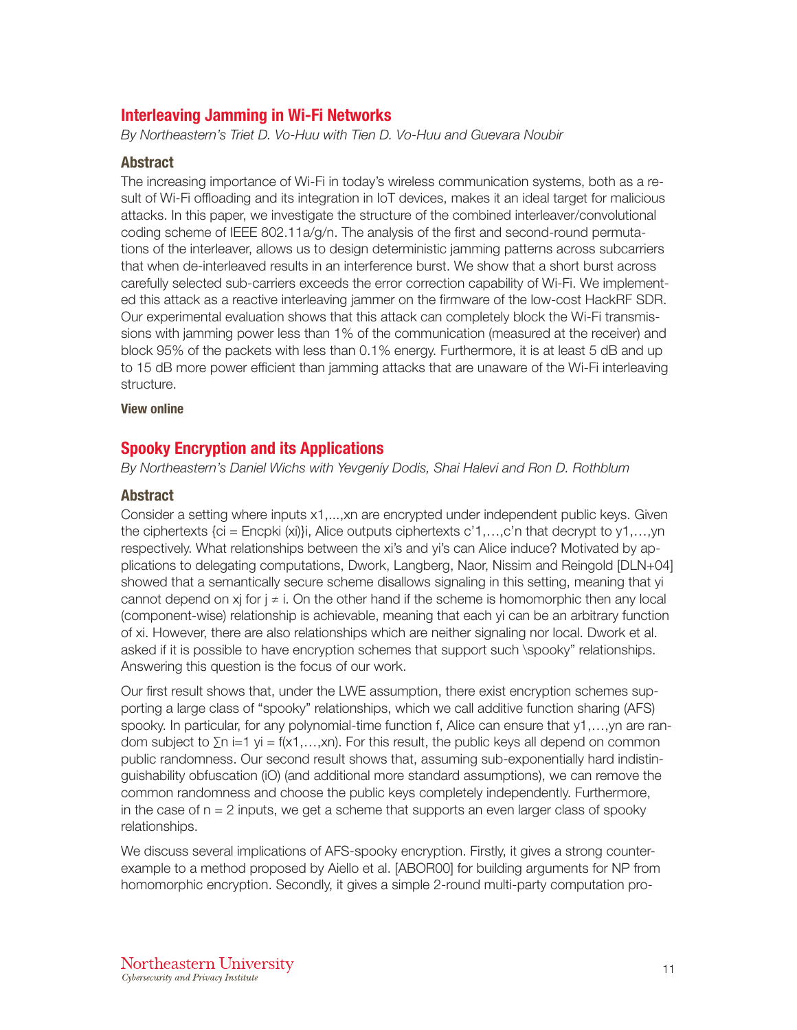## Interleaving Jamming in Wi-Fi Networks

*By Northeastern's Triet D. Vo-Huu with Tien D. Vo-Huu and Guevara Noubir*

### Abstract

The increasing importance of Wi-Fi in today's wireless communication systems, both as a result of Wi-Fi offloading and its integration in IoT devices, makes it an ideal target for malicious attacks. In this paper, we investigate the structure of the combined interleaver/convolutional coding scheme of IEEE 802.11a/g/n. The analysis of the first and second-round permutations of the interleaver, allows us to design deterministic jamming patterns across subcarriers that when de-interleaved results in an interference burst. We show that a short burst across carefully selected sub-carriers exceeds the error correction capability of Wi-Fi. We implemented this attack as a reactive interleaving jammer on the firmware of the low-cost HackRF SDR. Our experimental evaluation shows that this attack can completely block the Wi-Fi transmissions with jamming power less than 1% of the communication (measured at the receiver) and block 95% of the packets with less than 0.1% energy. Furthermore, it is at least 5 dB and up to 15 dB more power efficient than jamming attacks that are unaware of the Wi-Fi interleaving structure.

**View online**

## Spooky Encryption and its Applications

*By Northeastern's Daniel Wichs with Yevgeniy Dodis, Shai Halevi and Ron D. Rothblum*

### Abstract

Consider a setting where inputs $x_1,\ldots,x_n$ are encrypted under independent public keys. Given the ciphertexts $\{c_i = \mathsf{Enc}_{pk_i}(x_i)\}_i$, Alice outputs ciphertexts $c'_1,\ldots,c'_n$ that decrypt to $y_1,\ldots,y_n$ respectively. What relationships between the $x_i$'s and $y_i$'s can Alice induce? Motivated by applications to delegating computations, Dwork, Langberg, Naor, Nissim and Reingold [DLN+04] showed that a semantically secure scheme disallows signaling in this setting, meaning that $y_i$ cannot depend on $x_j$ for $j \neq i$. On the other hand if the scheme is homomorphic then any local (component-wise) relationship is achievable, meaning that each $y_i$ can be an arbitrary function of $x_i$. However, there are also relationships which are neither signaling nor local. Dwork et al. asked if it is possible to have encryption schemes that support such \spooky" relationships. Answering this question is the focus of our work.

Our first result shows that, under the LWE assumption, there exist encryption schemes supporting a large class of "spooky" relationships, which we call additive function sharing (AFS) spooky. In particular, for any polynomial-time function f, Alice can ensure that $y_1,\ldots,y_n$ are random subject to $\sum_{i=1}^{n} y_i = f(x_1,\ldots,x_n)$. For this result, the public keys all depend on common public randomness. Our second result shows that, assuming sub-exponentially hard indistinguishability obfuscation (iO) (and additional more standard assumptions), we can remove the common randomness and choose the public keys completely independently. Furthermore, in the case of $n = 2$ inputs, we get a scheme that supports an even larger class of spooky relationships.

We discuss several implications of AFS-spooky encryption. Firstly, it gives a strong counterexample to a method proposed by Aiello et al. [ABOR00] for building arguments for NP from homomorphic encryption. Secondly, it gives a simple 2-round multi-party computation pro-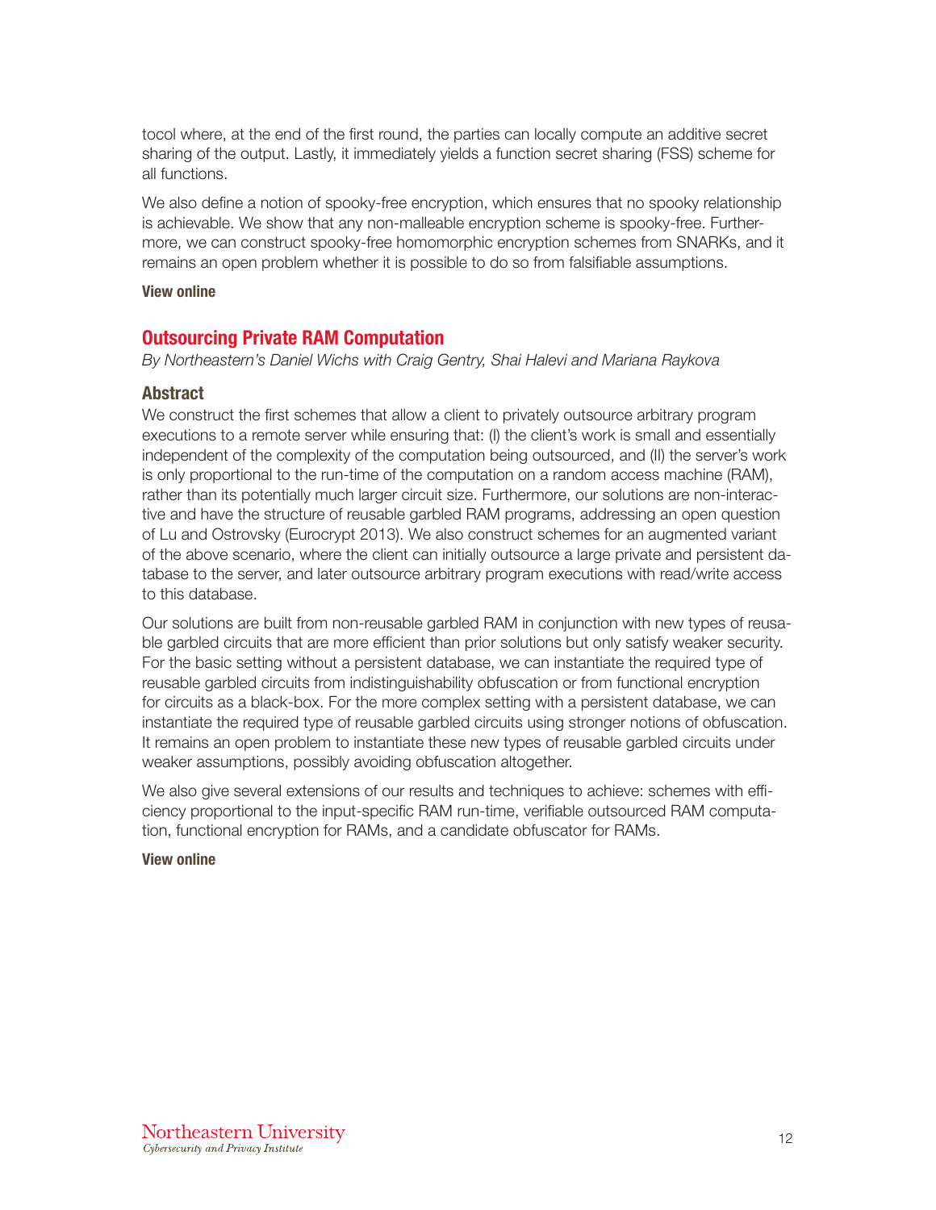tocol where, at the end of the first round, the parties can locally compute an additive secret sharing of the output. Lastly, it immediately yields a function secret sharing (FSS) scheme for all functions.

We also define a notion of spooky-free encryption, which ensures that no spooky relationship is achievable. We show that any non-malleable encryption scheme is spooky-free. Furthermore, we can construct spooky-free homomorphic encryption schemes from SNARKs, and it remains an open problem whether it is possible to do so from falsifiable assumptions.

**View online**

## Outsourcing Private RAM Computation

*By Northeastern's Daniel Wichs with Craig Gentry, Shai Halevi and Mariana Raykova*

### Abstract

We construct the first schemes that allow a client to privately outsource arbitrary program executions to a remote server while ensuring that: (I) the client's work is small and essentially independent of the complexity of the computation being outsourced, and (II) the server's work is only proportional to the run-time of the computation on a random access machine (RAM), rather than its potentially much larger circuit size. Furthermore, our solutions are non-interactive and have the structure of reusable garbled RAM programs, addressing an open question of Lu and Ostrovsky (Eurocrypt 2013). We also construct schemes for an augmented variant of the above scenario, where the client can initially outsource a large private and persistent database to the server, and later outsource arbitrary program executions with read/write access to this database.

Our solutions are built from non-reusable garbled RAM in conjunction with new types of reusable garbled circuits that are more efficient than prior solutions but only satisfy weaker security. For the basic setting without a persistent database, we can instantiate the required type of reusable garbled circuits from indistinguishability obfuscation or from functional encryption for circuits as a black-box. For the more complex setting with a persistent database, we can instantiate the required type of reusable garbled circuits using stronger notions of obfuscation. It remains an open problem to instantiate these new types of reusable garbled circuits under weaker assumptions, possibly avoiding obfuscation altogether.

We also give several extensions of our results and techniques to achieve: schemes with efficiency proportional to the input-specific RAM run-time, verifiable outsourced RAM computation, functional encryption for RAMs, and a candidate obfuscator for RAMs.

**View online**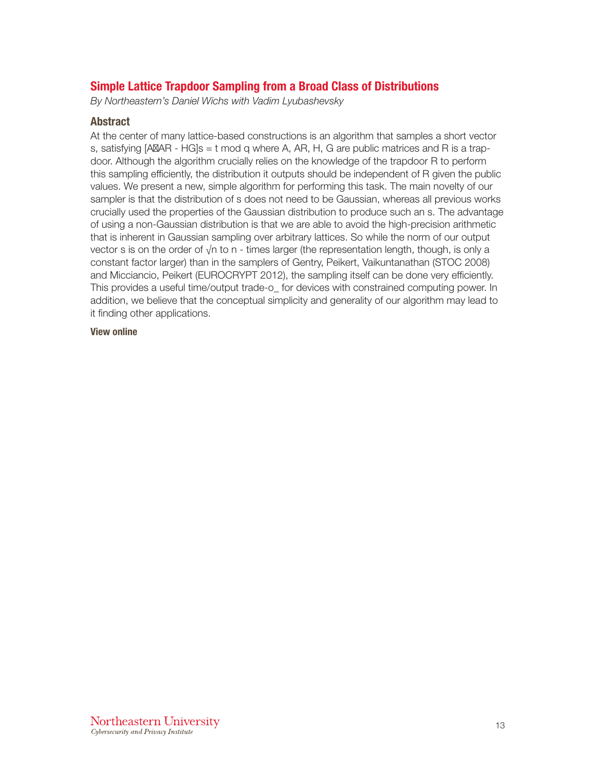## Simple Lattice Trapdoor Sampling from a Broad Class of Distributions

*By Northeastern's Daniel Wichs with Vadim Lyubashevsky*

### Abstract

At the center of many lattice-based constructions is an algorithm that samples a short vector s, satisfying [A|AR - HG]s = t mod q where A, AR, H, G are public matrices and R is a trapdoor. Although the algorithm crucially relies on the knowledge of the trapdoor R to perform this sampling efficiently, the distribution it outputs should be independent of R given the public values. We present a new, simple algorithm for performing this task. The main novelty of our sampler is that the distribution of s does not need to be Gaussian, whereas all previous works crucially used the properties of the Gaussian distribution to produce such an s. The advantage of using a non-Gaussian distribution is that we are able to avoid the high-precision arithmetic that is inherent in Gaussian sampling over arbitrary lattices. So while the norm of our output vector s is on the order of $\sqrt{n}$ to n - times larger (the representation length, though, is only a constant factor larger) than in the samplers of Gentry, Peikert, Vaikuntanathan (STOC 2008) and Micciancio, Peikert (EUROCRYPT 2012), the sampling itself can be done very efficiently. This provides a useful time/output trade-o_ for devices with constrained computing power. In addition, we believe that the conceptual simplicity and generality of our algorithm may lead to it finding other applications.

**View online**